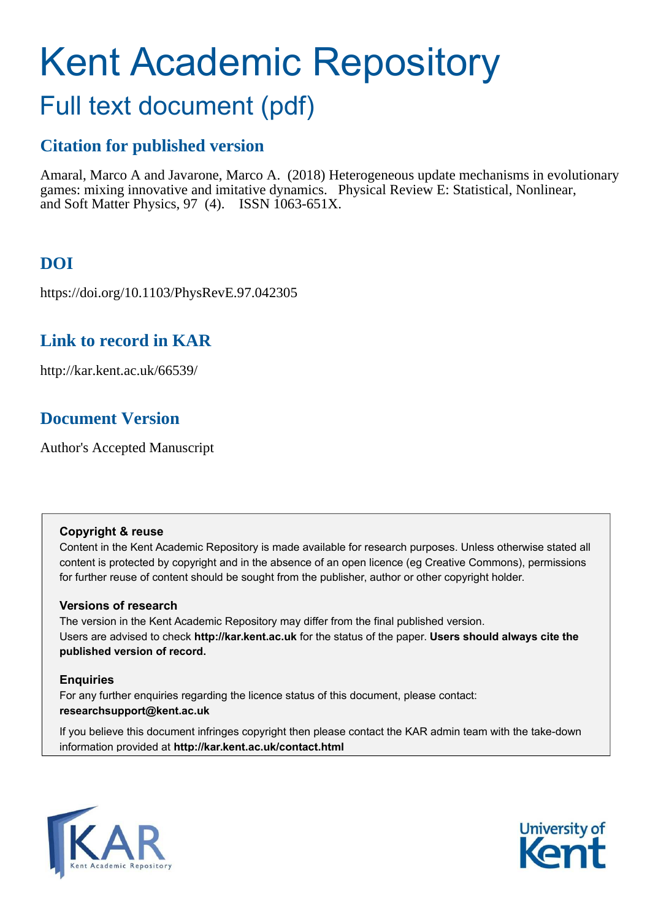# Kent Academic Repository

## Full text document (pdf)

### Citation for published version

Amaral, Marco A and Javarone, Marco A. (2018) Heterogeneous update mechanisms in evolutionary games: mixing innovative and imitative dynamics. Physical Review E: Statistical, Nonlinear, and Soft Matter Physics, 97 (4). ISSN 1063-651X.

### DOI

https://doi.org/10.1103/PhysRevE.97.042305

### Link to record in KAR

http://kar.kent.ac.uk/66539/

### Document Version

Author's Accepted Manuscript

**Copyright & reuse**

Content in the Kent Academic Repository is made available for research purposes. Unless otherwise stated all content is protected by copyright and in the absence of an open licence (eg Creative Commons), permissions for further reuse of content should be sought from the publisher, author or other copyright holder.

**Versions of research**

The version in the Kent Academic Repository may differ from the final published version.
Users are advised to check **http://kar.kent.ac.uk** for the status of the paper. **Users should always cite the published version of record.**

**Enquiries**

For any further enquiries regarding the licence status of this document, please contact:
**researchsupport@kent.ac.uk**

If you believe this document infringes copyright then please contact the KAR admin team with the take-down information provided at **http://kar.kent.ac.uk/contact.html**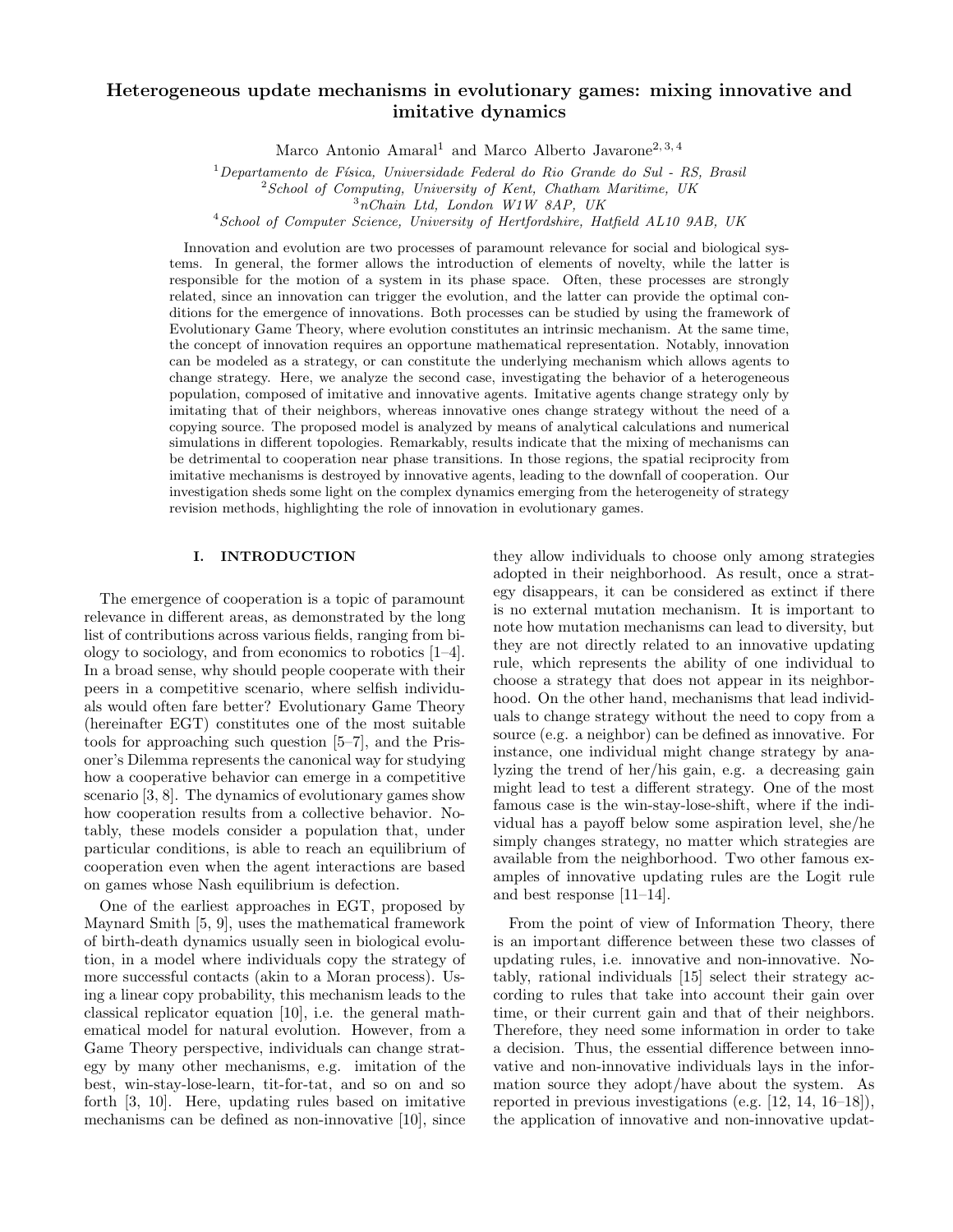# Heterogeneous update mechanisms in evolutionary games: mixing innovative and imitative dynamics

Marco Antonio Amaral[1] and Marco Alberto Javarone[2,3,4]

[1] *Departamento de Física, Universidade Federal do Rio Grande do Sul - RS, Brasil*
[2] *School of Computing, University of Kent, Chatham Maritime, UK*
[3] *nChain Ltd, London W1W 8AP, UK*
[4] *School of Computer Science, University of Hertfordshire, Hatfield AL10 9AB, UK*

Innovation and evolution are two processes of paramount relevance for social and biological systems. In general, the former allows the introduction of elements of novelty, while the latter is responsible for the motion of a system in its phase space. Often, these processes are strongly related, since an innovation can trigger the evolution, and the latter can provide the optimal conditions for the emergence of innovations. Both processes can be studied by using the framework of Evolutionary Game Theory, where evolution constitutes an intrinsic mechanism. At the same time, the concept of innovation requires an opportune mathematical representation. Notably, innovation can be modeled as a strategy, or can constitute the underlying mechanism which allows agents to change strategy. Here, we analyze the second case, investigating the behavior of a heterogeneous population, composed of imitative and innovative agents. Imitative agents change strategy only by imitating that of their neighbors, whereas innovative ones change strategy without the need of a copying source. The proposed model is analyzed by means of analytical calculations and numerical simulations in different topologies. Remarkably, results indicate that the mixing of mechanisms can be detrimental to cooperation near phase transitions. In those regions, the spatial reciprocity from imitative mechanisms is destroyed by innovative agents, leading to the downfall of cooperation. Our investigation sheds some light on the complex dynamics emerging from the heterogeneity of strategy revision methods, highlighting the role of innovation in evolutionary games.

## I. INTRODUCTION

The emergence of cooperation is a topic of paramount relevance in different areas, as demonstrated by the long list of contributions across various fields, ranging from biology to sociology, and from economics to robotics [1–4]. In a broad sense, why should people cooperate with their peers in a competitive scenario, where selfish individuals would often fare better? Evolutionary Game Theory (hereinafter EGT) constitutes one of the most suitable tools for approaching such question [5–7], and the Prisoner's Dilemma represents the canonical way for studying how a cooperative behavior can emerge in a competitive scenario [3, 8]. The dynamics of evolutionary games show how cooperation results from a collective behavior. Notably, these models consider a population that, under particular conditions, is able to reach an equilibrium of cooperation even when the agent interactions are based on games whose Nash equilibrium is defection.

One of the earliest approaches in EGT, proposed by Maynard Smith [5, 9], uses the mathematical framework of birth-death dynamics usually seen in biological evolution, in a model where individuals copy the strategy of more successful contacts (akin to a Moran process). Using a linear copy probability, this mechanism leads to the classical replicator equation [10], i.e. the general mathematical model for natural evolution. However, from a Game Theory perspective, individuals can change strategy by many other mechanisms, e.g. imitation of the best, win-stay-lose-learn, tit-for-tat, and so on and so forth [3, 10]. Here, updating rules based on imitative mechanisms can be defined as non-innovative [10], since they allow individuals to choose only among strategies adopted in their neighborhood. As result, once a strategy disappears, it can be considered as extinct if there is no external mutation mechanism. It is important to note how mutation mechanisms can lead to diversity, but they are not directly related to an innovative updating rule, which represents the ability of one individual to choose a strategy that does not appear in its neighborhood. On the other hand, mechanisms that lead individuals to change strategy without the need to copy from a source (e.g. a neighbor) can be defined as innovative. For instance, one individual might change strategy by analyzing the trend of her/his gain, e.g. a decreasing gain might lead to test a different strategy. One of the most famous case is the win-stay-lose-shift, where if the individual has a payoff below some aspiration level, she/he simply changes strategy, no matter which strategies are available from the neighborhood. Two other famous examples of innovative updating rules are the Logit rule and best response [11–14].

From the point of view of Information Theory, there is an important difference between these two classes of updating rules, i.e. innovative and non-innovative. Notably, rational individuals [15] select their strategy according to rules that take into account their gain over time, or their current gain and that of their neighbors. Therefore, they need some information in order to take a decision. Thus, the essential difference between innovative and non-innovative individuals lays in the information source they adopt/have about the system. As reported in previous investigations (e.g. [12, 14, 16–18]), the application of innovative and non-innovative updat-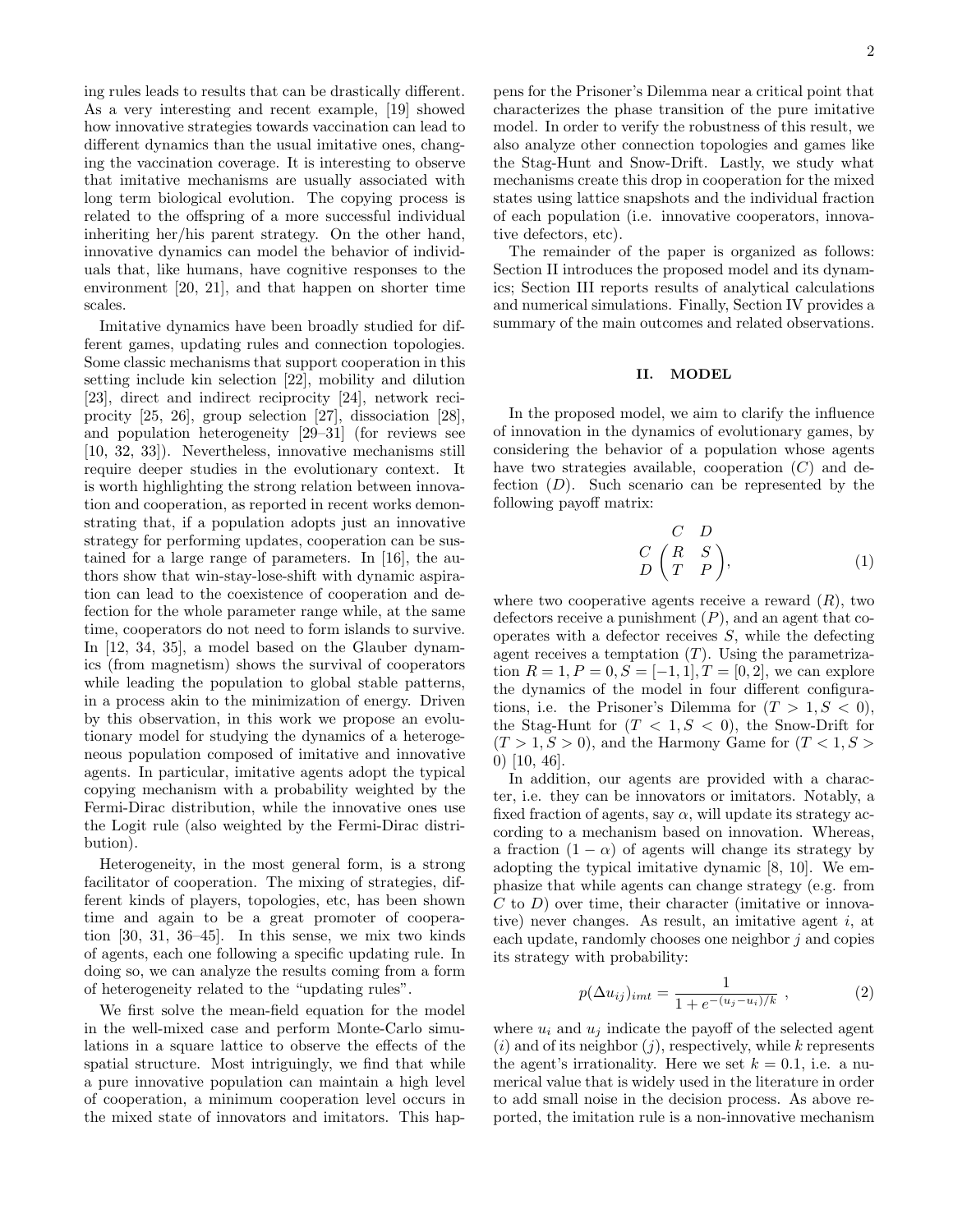ing rules leads to results that can be drastically different. As a very interesting and recent example, [19] showed how innovative strategies towards vaccination can lead to different dynamics than the usual imitative ones, changing the vaccination coverage. It is interesting to observe that imitative mechanisms are usually associated with long term biological evolution. The copying process is related to the offspring of a more successful individual inheriting her/his parent strategy. On the other hand, innovative dynamics can model the behavior of individuals that, like humans, have cognitive responses to the environment [20, 21], and that happen on shorter time scales.

Imitative dynamics have been broadly studied for different games, updating rules and connection topologies. Some classic mechanisms that support cooperation in this setting include kin selection [22], mobility and dilution [23], direct and indirect reciprocity [24], network reciprocity [25, 26], group selection [27], dissociation [28], and population heterogeneity [29–31] (for reviews see [10, 32, 33]). Nevertheless, innovative mechanisms still require deeper studies in the evolutionary context. It is worth highlighting the strong relation between innovation and cooperation, as reported in recent works demonstrating that, if a population adopts just an innovative strategy for performing updates, cooperation can be sustained for a large range of parameters. In [16], the authors show that win-stay-lose-shift with dynamic aspiration can lead to the coexistence of cooperation and defection for the whole parameter range while, at the same time, cooperators do not need to form islands to survive. In [12, 34, 35], a model based on the Glauber dynamics (from magnetism) shows the survival of cooperators while leading the population to global stable patterns, in a process akin to the minimization of energy. Driven by this observation, in this work we propose an evolutionary model for studying the dynamics of a heterogeneous population composed of imitative and innovative agents. In particular, imitative agents adopt the typical copying mechanism with a probability weighted by the Fermi-Dirac distribution, while the innovative ones use the Logit rule (also weighted by the Fermi-Dirac distribution).

Heterogeneity, in the most general form, is a strong facilitator of cooperation. The mixing of strategies, different kinds of players, topologies, etc, has been shown time and again to be a great promoter of cooperation [30, 31, 36–45]. In this sense, we mix two kinds of agents, each one following a specific updating rule. In doing so, we can analyze the results coming from a form of heterogeneity related to the "updating rules".

We first solve the mean-field equation for the model in the well-mixed case and perform Monte-Carlo simulations in a square lattice to observe the effects of the spatial structure. Most intriguingly, we find that while a pure innovative population can maintain a high level of cooperation, a minimum cooperation level occurs in the mixed state of innovators and imitators. This happens for the Prisoner's Dilemma near a critical point that characterizes the phase transition of the pure imitative model. In order to verify the robustness of this result, we also analyze other connection topologies and games like the Stag-Hunt and Snow-Drift. Lastly, we study what mechanisms create this drop in cooperation for the mixed states using lattice snapshots and the individual fraction of each population (i.e. innovative cooperators, innovative defectors, etc).

The remainder of the paper is organized as follows: Section II introduces the proposed model and its dynamics; Section III reports results of analytical calculations and numerical simulations. Finally, Section IV provides a summary of the main outcomes and related observations.

## II. MODEL

In the proposed model, we aim to clarify the influence of innovation in the dynamics of evolutionary games, by considering the behavior of a population whose agents have two strategies available, cooperation ($C$) and defection ($D$). Such scenario can be represented by the following payoff matrix:

$$\begin{array}{cc} & \begin{array}{cc} C & D \end{array} \\ \begin{array}{c} C \\ D \end{array} & \begin{pmatrix} R & S \\ T & P \end{pmatrix}, \end{array} \tag{1}$$

where two cooperative agents receive a reward ($R$), two defectors receive a punishment ($P$), and an agent that cooperates with a defector receives $S$, while the defecting agent receives a temptation ($T$). Using the parametrization $R = 1, P = 0, S = [-1, 1], T = [0, 2]$, we can explore the dynamics of the model in four different configurations, i.e. the Prisoner's Dilemma for ($T > 1, S < 0$), the Stag-Hunt for ($T < 1, S < 0$), the Snow-Drift for ($T > 1, S > 0$), and the Harmony Game for ($T < 1, S > 0$) [10, 46].

In addition, our agents are provided with a character, i.e. they can be innovators or imitators. Notably, a fixed fraction of agents, say $\alpha$, will update its strategy according to a mechanism based on innovation. Whereas, a fraction $(1 - \alpha)$ of agents will change its strategy by adopting the typical imitative dynamic [8, 10]. We emphasize that while agents can change strategy (e.g. from $C$ to $D$) over time, their character (imitative or innovative) never changes. As result, an imitative agent $i$, at each update, randomly chooses one neighbor $j$ and copies its strategy with probability:

$$p(\Delta u_{ij})_{imt} = \frac{1}{1 + e^{-(u_j - u_i)/k}} \ , \tag{2}$$

where $u_i$ and $u_j$ indicate the payoff of the selected agent ($i$) and of its neighbor ($j$), respectively, while $k$ represents the agent's irrationality. Here we set $k = 0.1$, i.e. a numerical value that is widely used in the literature in order to add small noise in the decision process. As above reported, the imitation rule is a non-innovative mechanism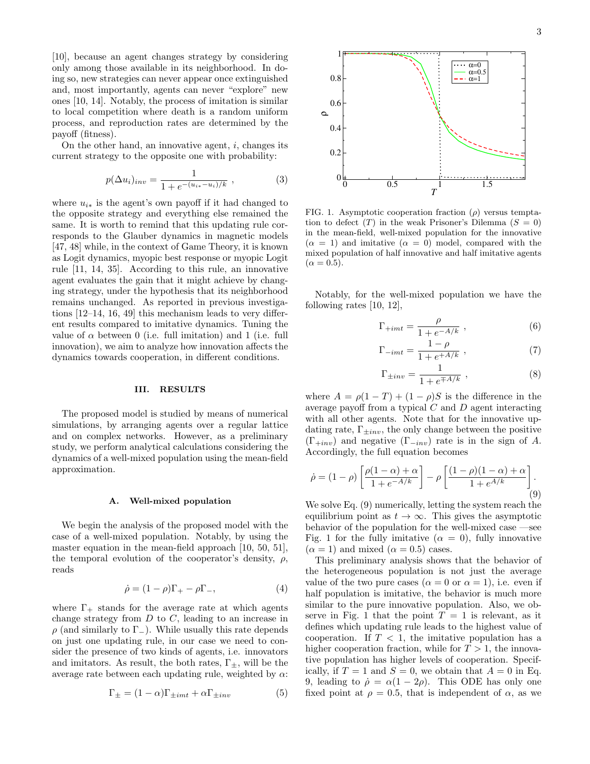[10], because an agent changes strategy by considering only among those available in its neighborhood. In doing so, new strategies can never appear once extinguished and, most importantly, agents can never "explore" new ones [10, 14]. Notably, the process of imitation is similar to local competition where death is a random uniform process, and reproduction rates are determined by the payoff (fitness).

On the other hand, an innovative agent, $i$, changes its current strategy to the opposite one with probability:

$$p(\Delta u_i)_{inv} = \frac{1}{1+e^{-(u_{i*}-u_i)/k}} \ , \tag{3}$$

where $u_{i*}$ is the agent's own payoff if it had changed to the opposite strategy and everything else remained the same. It is worth to remind that this updating rule corresponds to the Glauber dynamics in magnetic models [47, 48] while, in the context of Game Theory, it is known as Logit dynamics, myopic best response or myopic Logit rule [11, 14, 35]. According to this rule, an innovative agent evaluates the gain that it might achieve by changing strategy, under the hypothesis that its neighborhood remains unchanged. As reported in previous investigations [12–14, 16, 49] this mechanism leads to very different results compared to imitative dynamics. Tuning the value of $\alpha$ between 0 (i.e. full imitation) and 1 (i.e. full innovation), we aim to analyze how innovation affects the dynamics towards cooperation, in different conditions.

## III. RESULTS

The proposed model is studied by means of numerical simulations, by arranging agents over a regular lattice and on complex networks. However, as a preliminary study, we perform analytical calculations considering the dynamics of a well-mixed population using the mean-field approximation.

### A. Well-mixed population

We begin the analysis of the proposed model with the case of a well-mixed population. Notably, by using the master equation in the mean-field approach [10, 50, 51], the temporal evolution of the cooperator's density, $\rho$, reads

$$\dot{\rho} = (1-\rho)\Gamma_+ - \rho\Gamma_-, \tag{4}$$

where $\Gamma_+$ stands for the average rate at which agents change strategy from $D$ to $C$, leading to an increase in $\rho$ (and similarly to $\Gamma_-$). While usually this rate depends on just one updating rule, in our case we need to consider the presence of two kinds of agents, i.e. innovators and imitators. As result, the both rates, $\Gamma_\pm$, will be the average rate between each updating rule, weighted by $\alpha$:

$$\Gamma_\pm = (1-\alpha)\Gamma_{\pm imt} + \alpha\Gamma_{\pm inv} \tag{5}$$

FIG. 1. Asymptotic cooperation fraction ($\rho$) versus temptation to defect ($T$) in the weak Prisoner's Dilemma ($S=0$) in the mean-field, well-mixed population for the innovative ($\alpha=1$) and imitative ($\alpha=0$) model, compared with the mixed population of half innovative and half imitative agents ($\alpha=0.5$).

Notably, for the well-mixed population we have the following rates [10, 12],

$$\Gamma_{+imt} = \frac{\rho}{1+e^{-A/k}} \ , \tag{6}$$

$$\Gamma_{-imt} = \frac{1-\rho}{1+e^{+A/k}} \ , \tag{7}$$

$$\Gamma_{\pm inv} = \frac{1}{1+e^{\mp A/k}} \ , \tag{8}$$

where $A = \rho(1-T) + (1-\rho)S$ is the difference in the average payoff from a typical $C$ and $D$ agent interacting with all other agents. Note that for the innovative updating rate, $\Gamma_{\pm inv}$, the only change between the positive ($\Gamma_{+inv}$) and negative ($\Gamma_{-inv}$) rate is in the sign of $A$. Accordingly, the full equation becomes

$$\dot{\rho} = (1-\rho)\left[\frac{\rho(1-\alpha)+\alpha}{1+e^{-A/k}}\right] - \rho\left[\frac{(1-\rho)(1-\alpha)+\alpha}{1+e^{A/k}}\right]. \tag{9}$$

We solve Eq. (9) numerically, letting the system reach the equilibrium point as $t\to\infty$. This gives the asymptotic behavior of the population for the well-mixed case —see Fig. 1 for the fully imitative ($\alpha=0$), fully innovative ($\alpha=1$) and mixed ($\alpha=0.5$) cases.

This preliminary analysis shows that the behavior of the heterogeneous population is not just the average value of the two pure cases ($\alpha=0$ or $\alpha=1$), i.e. even if half population is imitative, the behavior is much more similar to the pure innovative population. Also, we observe in Fig. 1 that the point $T=1$ is relevant, as it defines which updating rule leads to the highest value of cooperation. If $T<1$, the imitative population has a higher cooperation fraction, while for $T>1$, the innovative population has higher levels of cooperation. Specifically, if $T=1$ and $S=0$, we obtain that $A=0$ in Eq. 9, leading to $\dot{\rho} = \alpha(1-2\rho)$. This ODE has only one fixed point at $\rho=0.5$, that is independent of $\alpha$, as we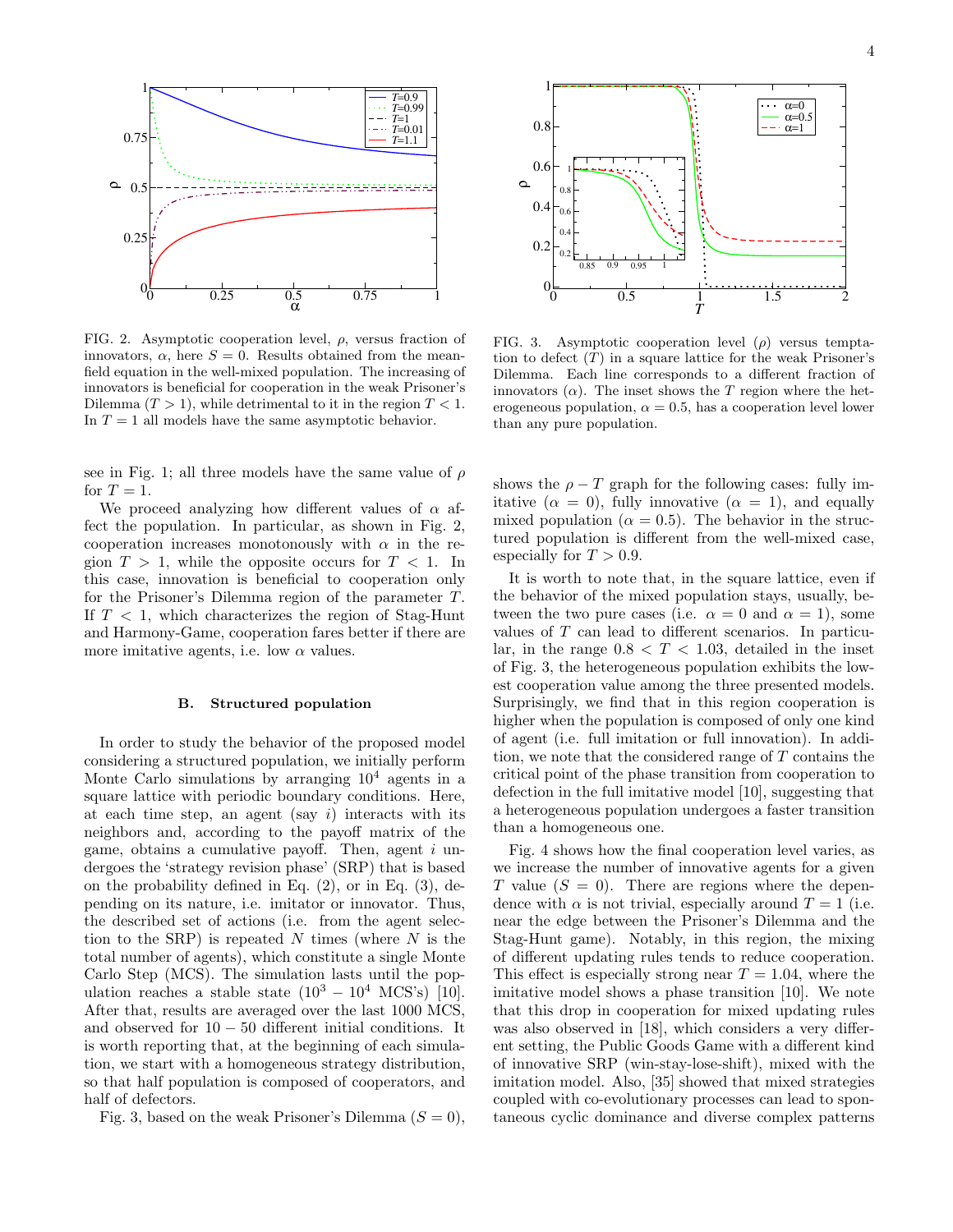FIG. 2. Asymptotic cooperation level, $\rho$, versus fraction of innovators, $\alpha$, here $S = 0$. Results obtained from the mean-field equation in the well-mixed population. The increasing of innovators is beneficial for cooperation in the weak Prisoner's Dilemma ($T > 1$), while detrimental to it in the region $T < 1$. In $T = 1$ all models have the same asymptotic behavior.

see in Fig. 1; all three models have the same value of $\rho$ for $T = 1$.

We proceed analyzing how different values of $\alpha$ affect the population. In particular, as shown in Fig. 2, cooperation increases monotonously with $\alpha$ in the region $T > 1$, while the opposite occurs for $T < 1$. In this case, innovation is beneficial to cooperation only for the Prisoner's Dilemma region of the parameter $T$. If $T < 1$, which characterizes the region of Stag-Hunt and Harmony-Game, cooperation fares better if there are more imitative agents, i.e. low $\alpha$ values.

### B. Structured population

In order to study the behavior of the proposed model considering a structured population, we initially perform Monte Carlo simulations by arranging $10^4$ agents in a square lattice with periodic boundary conditions. Here, at each time step, an agent (say $i$) interacts with its neighbors and, according to the payoff matrix of the game, obtains a cumulative payoff. Then, agent $i$ undergoes the 'strategy revision phase' (SRP) that is based on the probability defined in Eq. (2), or in Eq. (3), depending on its nature, i.e. imitator or innovator. Thus, the described set of actions (i.e. from the agent selection to the SRP) is repeated $N$ times (where $N$ is the total number of agents), which constitute a single Monte Carlo Step (MCS). The simulation lasts until the population reaches a stable state ($10^3 - 10^4$ MCS's) [10]. After that, results are averaged over the last 1000 MCS, and observed for $10 - 50$ different initial conditions. It is worth reporting that, at the beginning of each simulation, we start with a homogeneous strategy distribution, so that half population is composed of cooperators, and half of defectors.

Fig. 3, based on the weak Prisoner's Dilemma ($S = 0$), shows the $\rho - T$ graph for the following cases: fully imitative ($\alpha = 0$), fully innovative ($\alpha = 1$), and equally mixed population ($\alpha = 0.5$). The behavior in the structured population is different from the well-mixed case, especially for $T > 0.9$.

FIG. 3. Asymptotic cooperation level ($\rho$) versus temptation to defect ($T$) in a square lattice for the weak Prisoner's Dilemma. Each line corresponds to a different fraction of innovators ($\alpha$). The inset shows the $T$ region where the heterogeneous population, $\alpha = 0.5$, has a cooperation level lower than any pure population.

It is worth to note that, in the square lattice, even if the behavior of the mixed population stays, usually, between the two pure cases (i.e. $\alpha = 0$ and $\alpha = 1$), some values of $T$ can lead to different scenarios. In particular, in the range $0.8 < T < 1.03$, detailed in the inset of Fig. 3, the heterogeneous population exhibits the lowest cooperation value among the three presented models. Surprisingly, we find that in this region cooperation is higher when the population is composed of only one kind of agent (i.e. full imitation or full innovation). In addition, we note that the considered range of $T$ contains the critical point of the phase transition from cooperation to defection in the full imitative model [10], suggesting that a heterogeneous population undergoes a faster transition than a homogeneous one.

Fig. 4 shows how the final cooperation level varies, as we increase the number of innovative agents for a given $T$ value ($S = 0$). There are regions where the dependence with $\alpha$ is not trivial, especially around $T = 1$ (i.e. near the edge between the Prisoner's Dilemma and the Stag-Hunt game). Notably, in this region, the mixing of different updating rules tends to reduce cooperation. This effect is especially strong near $T = 1.04$, where the imitative model shows a phase transition [10]. We note that this drop in cooperation for mixed updating rules was also observed in [18], which considers a very different setting, the Public Goods Game with a different kind of innovative SRP (win-stay-lose-shift), mixed with the imitation model. Also, [35] showed that mixed strategies coupled with co-evolutionary processes can lead to spontaneous cyclic dominance and diverse complex patterns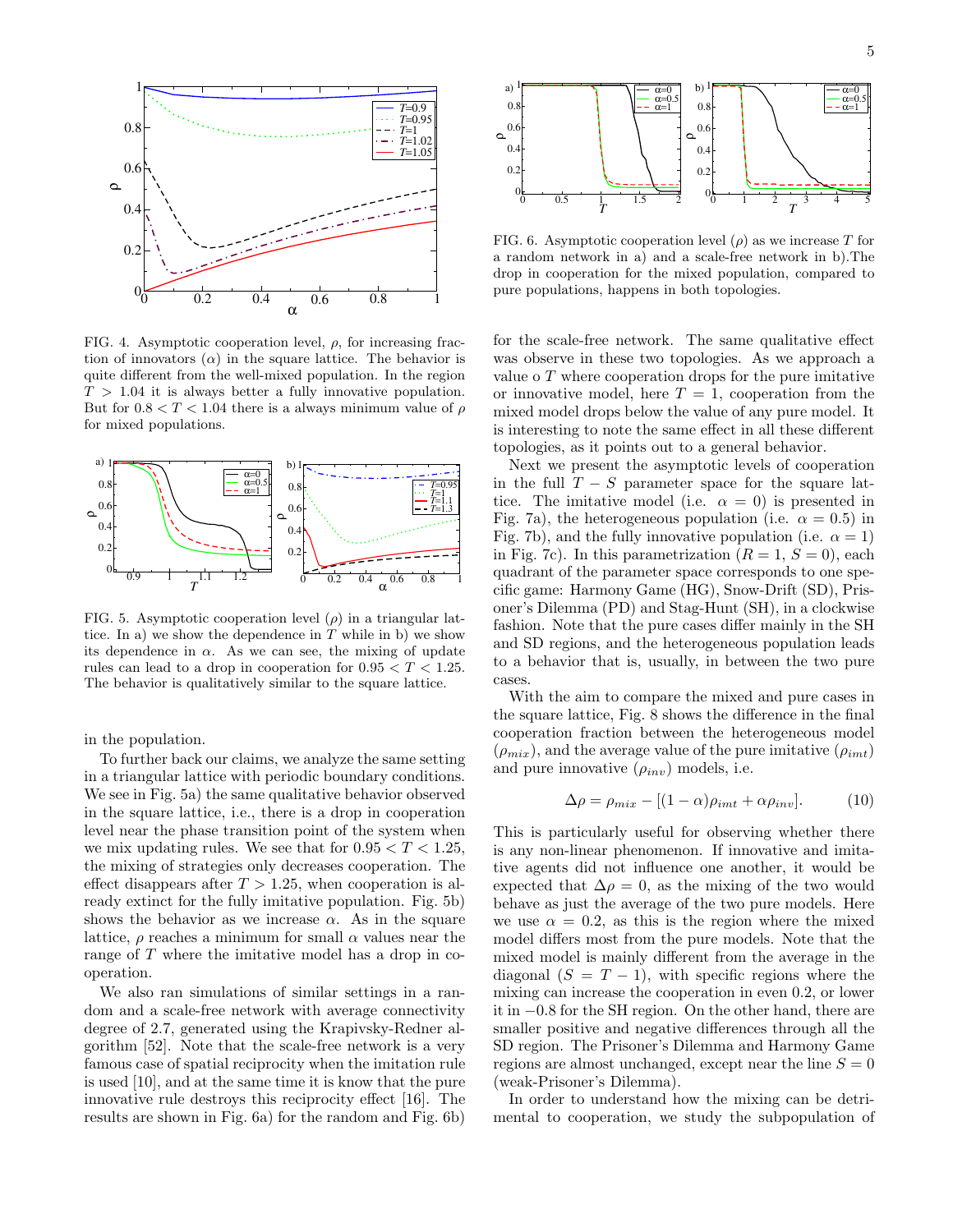FIG. 4. Asymptotic cooperation level, $\rho$, for increasing fraction of innovators ($\alpha$) in the square lattice. The behavior is quite different from the well-mixed population. In the region $T > 1.04$ it is always better a fully innovative population. But for $0.8 < T < 1.04$ there is a always minimum value of $\rho$ for mixed populations.

FIG. 5. Asymptotic cooperation level ($\rho$) in a triangular lattice. In a) we show the dependence in $T$ while in b) we show its dependence in $\alpha$. As we can see, the mixing of update rules can lead to a drop in cooperation for $0.95 < T < 1.25$. The behavior is qualitatively similar to the square lattice.

in the population.

To further back our claims, we analyze the same setting in a triangular lattice with periodic boundary conditions. We see in Fig. 5a) the same qualitative behavior observed in the square lattice, i.e., there is a drop in cooperation level near the phase transition point of the system when we mix updating rules. We see that for $0.95 < T < 1.25$, the mixing of strategies only decreases cooperation. The effect disappears after $T > 1.25$, when cooperation is already extinct for the fully imitative population. Fig. 5b) shows the behavior as we increase $\alpha$. As in the square lattice, $\rho$ reaches a minimum for small $\alpha$ values near the range of $T$ where the imitative model has a drop in cooperation.

We also ran simulations of similar settings in a random and a scale-free network with average connectivity degree of 2.7, generated using the Krapivsky-Redner algorithm [52]. Note that the scale-free network is a very famous case of spatial reciprocity when the imitation rule is used [10], and at the same time it is know that the pure innovative rule destroys this reciprocity effect [16]. The results are shown in Fig. 6a) for the random and Fig. 6b)

FIG. 6. Asymptotic cooperation level ($\rho$) as we increase $T$ for a random network in a) and a scale-free network in b).The drop in cooperation for the mixed population, compared to pure populations, happens in both topologies.

for the scale-free network. The same qualitative effect was observe in these two topologies. As we approach a value o $T$ where cooperation drops for the pure imitative or innovative model, here $T = 1$, cooperation from the mixed model drops below the value of any pure model. It is interesting to note the same effect in all these different topologies, as it points out to a general behavior.

Next we present the asymptotic levels of cooperation in the full $T - S$ parameter space for the square lattice. The imitative model (i.e. $\alpha = 0$) is presented in Fig. 7a), the heterogeneous population (i.e. $\alpha = 0.5$) in Fig. 7b), and the fully innovative population (i.e. $\alpha = 1$) in Fig. 7c). In this parametrization ($R = 1$, $S = 0$), each quadrant of the parameter space corresponds to one specific game: Harmony Game (HG), Snow-Drift (SD), Prisoner's Dilemma (PD) and Stag-Hunt (SH), in a clockwise fashion. Note that the pure cases differ mainly in the SH and SD regions, and the heterogeneous population leads to a behavior that is, usually, in between the two pure cases.

With the aim to compare the mixed and pure cases in the square lattice, Fig. 8 shows the difference in the final cooperation fraction between the heterogeneous model ($\rho_{mix}$), and the average value of the pure imitative ($\rho_{imt}$) and pure innovative ($\rho_{inv}$) models, i.e.

$$\Delta\rho = \rho_{mix} - [(1 - \alpha)\rho_{imt} + \alpha\rho_{inv}]. \tag{10}$$

This is particularly useful for observing whether there is any non-linear phenomenon. If innovative and imitative agents did not influence one another, it would be expected that $\Delta\rho = 0$, as the mixing of the two would behave as just the average of the two pure models. Here we use $\alpha = 0.2$, as this is the region where the mixed model differs most from the pure models. Note that the mixed model is mainly different from the average in the diagonal ($S = T - 1$), with specific regions where the mixing can increase the cooperation in even 0.2, or lower it in $-0.8$ for the SH region. On the other hand, there are smaller positive and negative differences through all the SD region. The Prisoner's Dilemma and Harmony Game regions are almost unchanged, except near the line $S = 0$ (weak-Prisoner's Dilemma).

In order to understand how the mixing can be detrimental to cooperation, we study the subpopulation of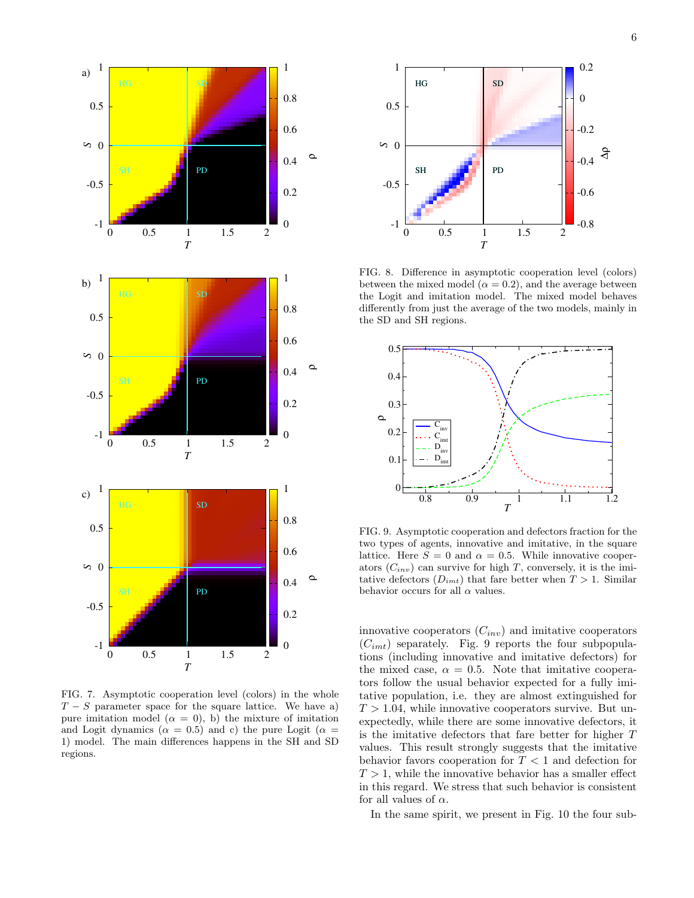FIG. 7. Asymptotic cooperation level (colors) in the whole $T-S$ parameter space for the square lattice. We have a) pure imitation model ($\alpha = 0$), b) the mixture of imitation and Logit dynamics ($\alpha = 0.5$) and c) the pure Logit ($\alpha = 1$) model. The main differences happens in the SH and SD regions.

FIG. 8. Difference in asymptotic cooperation level (colors) between the mixed model ($\alpha = 0.2$), and the average between the Logit and imitation model. The mixed model behaves differently from just the average of the two models, mainly in the SD and SH regions.

FIG. 9. Asymptotic cooperation and defectors fraction for the two types of agents, innovative and imitative, in the square lattice. Here $S = 0$ and $\alpha = 0.5$. While innovative cooperators ($C_{inv}$) can survive for high $T$, conversely, it is the imitative defectors ($D_{imt}$) that fare better when $T > 1$. Similar behavior occurs for all $\alpha$ values.

innovative cooperators ($C_{inv}$) and imitative cooperators ($C_{imt}$) separately. Fig. 9 reports the four subpopulations (including innovative and imitative defectors) for the mixed case, $\alpha = 0.5$. Note that imitative cooperators follow the usual behavior expected for a fully imitative population, i.e. they are almost extinguished for $T > 1.04$, while innovative cooperators survive. But unexpectedly, while there are some innovative defectors, it is the imitative defectors that fare better for higher $T$ values. This result strongly suggests that the imitative behavior favors cooperation for $T < 1$ and defection for $T > 1$, while the innovative behavior has a smaller effect in this regard. We stress that such behavior is consistent for all values of $\alpha$.

In the same spirit, we present in Fig. 10 the four sub-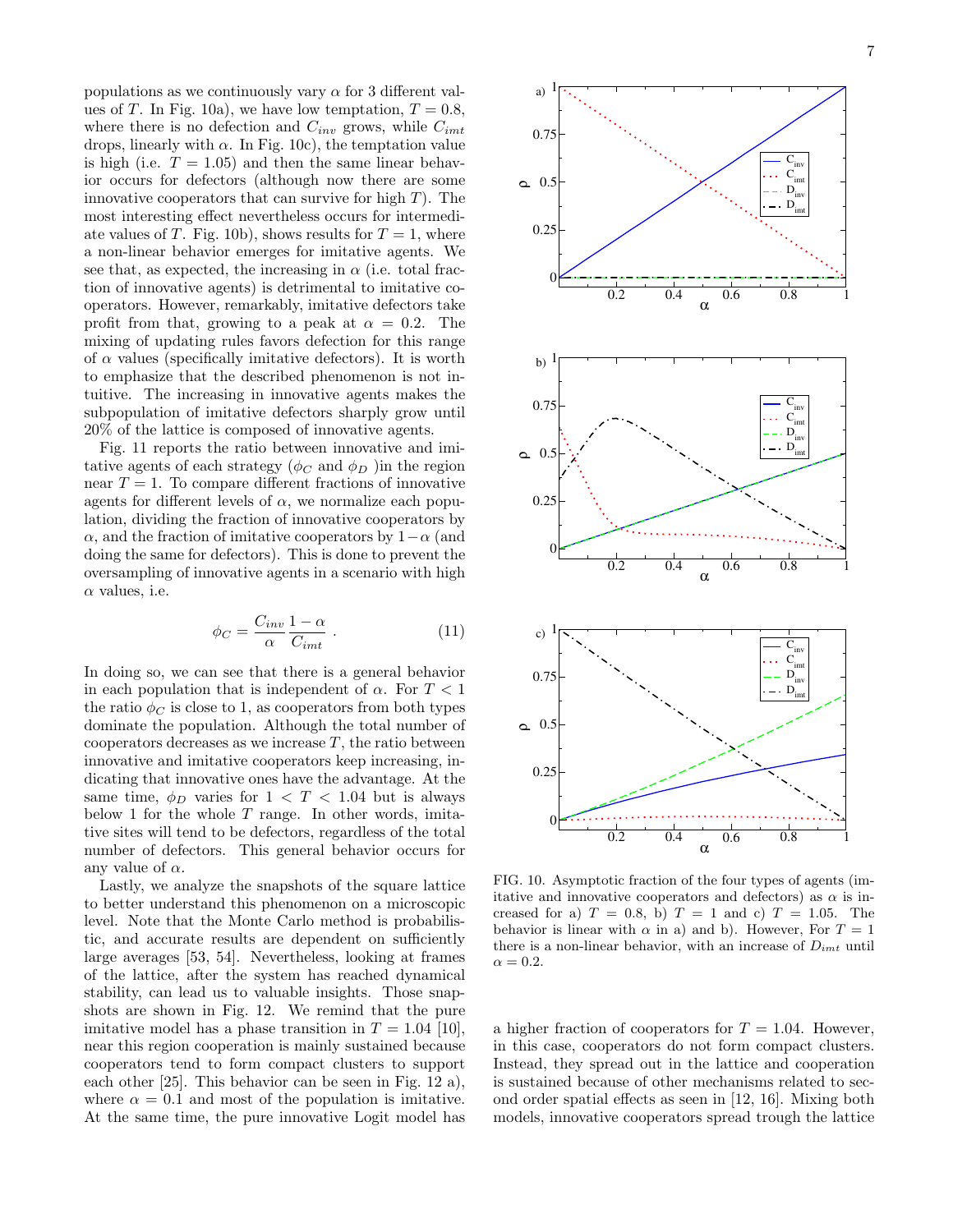populations as we continuously vary $\alpha$ for 3 different values of $T$. In Fig. 10a), we have low temptation, $T = 0.8$, where there is no defection and $C_{inv}$ grows, while $C_{imt}$ drops, linearly with $\alpha$. In Fig. 10c), the temptation value is high (i.e. $T = 1.05$) and then the same linear behavior occurs for defectors (although now there are some innovative cooperators that can survive for high $T$). The most interesting effect nevertheless occurs for intermediate values of $T$. Fig. 10b), shows results for $T = 1$, where a non-linear behavior emerges for imitative agents. We see that, as expected, the increasing in $\alpha$ (i.e. total fraction of innovative agents) is detrimental to imitative cooperators. However, remarkably, imitative defectors take profit from that, growing to a peak at $\alpha = 0.2$. The mixing of updating rules favors defection for this range of $\alpha$ values (specifically imitative defectors). It is worth to emphasize that the described phenomenon is not intuitive. The increasing in innovative agents makes the subpopulation of imitative defectors sharply grow until 20% of the lattice is composed of innovative agents.

Fig. 11 reports the ratio between innovative and imitative agents of each strategy ($\phi_C$ and $\phi_D$ )in the region near $T = 1$. To compare different fractions of innovative agents for different levels of $\alpha$, we normalize each population, dividing the fraction of innovative cooperators by $\alpha$, and the fraction of imitative cooperators by $1-\alpha$ (and doing the same for defectors). This is done to prevent the oversampling of innovative agents in a scenario with high $\alpha$ values, i.e.

$$\phi_C = \frac{C_{inv}}{\alpha} \frac{1-\alpha}{C_{imt}} \; . \tag{11}$$

In doing so, we can see that there is a general behavior in each population that is independent of $\alpha$. For $T < 1$ the ratio $\phi_C$ is close to 1, as cooperators from both types dominate the population. Although the total number of cooperators decreases as we increase $T$, the ratio between innovative and imitative cooperators keep increasing, indicating that innovative ones have the advantage. At the same time, $\phi_D$ varies for $1 < T < 1.04$ but is always below 1 for the whole $T$ range. In other words, imitative sites will tend to be defectors, regardless of the total number of defectors. This general behavior occurs for any value of $\alpha$.

Lastly, we analyze the snapshots of the square lattice to better understand this phenomenon on a microscopic level. Note that the Monte Carlo method is probabilistic, and accurate results are dependent on sufficiently large averages [53, 54]. Nevertheless, looking at frames of the lattice, after the system has reached dynamical stability, can lead us to valuable insights. Those snapshots are shown in Fig. 12. We remind that the pure imitative model has a phase transition in $T = 1.04$ [10], near this region cooperation is mainly sustained because cooperators tend to form compact clusters to support each other [25]. This behavior can be seen in Fig. 12 a), where $\alpha = 0.1$ and most of the population is imitative. At the same time, the pure innovative Logit model has a higher fraction of cooperators for $T = 1.04$. However, in this case, cooperators do not form compact clusters. Instead, they spread out in the lattice and cooperation is sustained because of other mechanisms related to second order spatial effects as seen in [12, 16]. Mixing both models, innovative cooperators spread trough the lattice

FIG. 10. Asymptotic fraction of the four types of agents (imitative and innovative cooperators and defectors) as $\alpha$ is increased for a) $T = 0.8$, b) $T = 1$ and c) $T = 1.05$. The behavior is linear with $\alpha$ in a) and b). However, For $T = 1$ there is a non-linear behavior, with an increase of $D_{imt}$ until $\alpha = 0.2$.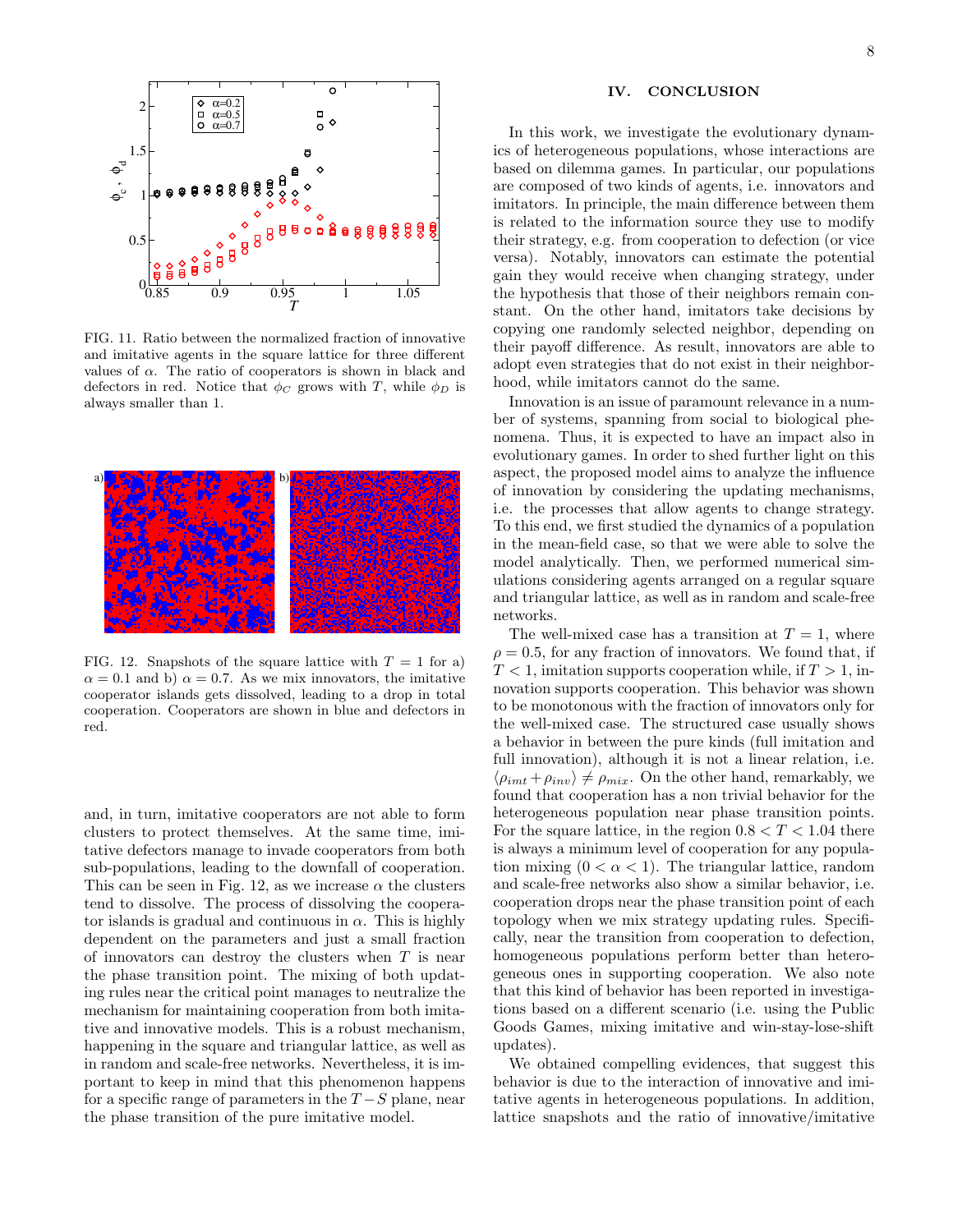$\phi_c$, $\phi_d$

α=0.2
α=0.5
α=0.7

0
0.5
1
1.5
2

0.85
0.9
0.95
1
1.05

$T$

FIG. 11. Ratio between the normalized fraction of innovative and imitative agents in the square lattice for three different values of $\alpha$. The ratio of cooperators is shown in black and defectors in red. Notice that $\phi_C$ grows with $T$, while $\phi_D$ is always smaller than 1.

a)
b)

FIG. 12. Snapshots of the square lattice with $T = 1$ for a) $\alpha = 0.1$ and b) $\alpha = 0.7$. As we mix innovators, the imitative cooperator islands gets dissolved, leading to a drop in total cooperation. Cooperators are shown in blue and defectors in red.

and, in turn, imitative cooperators are not able to form clusters to protect themselves. At the same time, imitative defectors manage to invade cooperators from both sub-populations, leading to the downfall of cooperation. This can be seen in Fig. 12, as we increase $\alpha$ the clusters tend to dissolve. The process of dissolving the cooperator islands is gradual and continuous in $\alpha$. This is highly dependent on the parameters and just a small fraction of innovators can destroy the clusters when $T$ is near the phase transition point. The mixing of both updating rules near the critical point manages to neutralize the mechanism for maintaining cooperation from both imitative and innovative models. This is a robust mechanism, happening in the square and triangular lattice, as well as in random and scale-free networks. Nevertheless, it is important to keep in mind that this phenomenon happens for a specific range of parameters in the $T-S$ plane, near the phase transition of the pure imitative model.

## IV. CONCLUSION

In this work, we investigate the evolutionary dynamics of heterogeneous populations, whose interactions are based on dilemma games. In particular, our populations are composed of two kinds of agents, i.e. innovators and imitators. In principle, the main difference between them is related to the information source they use to modify their strategy, e.g. from cooperation to defection (or vice versa). Notably, innovators can estimate the potential gain they would receive when changing strategy, under the hypothesis that those of their neighbors remain constant. On the other hand, imitators take decisions by copying one randomly selected neighbor, depending on their payoff difference. As result, innovators are able to adopt even strategies that do not exist in their neighborhood, while imitators cannot do the same.

Innovation is an issue of paramount relevance in a number of systems, spanning from social to biological phenomena. Thus, it is expected to have an impact also in evolutionary games. In order to shed further light on this aspect, the proposed model aims to analyze the influence of innovation by considering the updating mechanisms, i.e. the processes that allow agents to change strategy. To this end, we first studied the dynamics of a population in the mean-field case, so that we were able to solve the model analytically. Then, we performed numerical simulations considering agents arranged on a regular square and triangular lattice, as well as in random and scale-free networks.

The well-mixed case has a transition at $T = 1$, where $\rho = 0.5$, for any fraction of innovators. We found that, if $T < 1$, imitation supports cooperation while, if $T > 1$, innovation supports cooperation. This behavior was shown to be monotonous with the fraction of innovators only for the well-mixed case. The structured case usually shows a behavior in between the pure kinds (full imitation and full innovation), although it is not a linear relation, i.e. $\langle \rho_{imt} + \rho_{inv} \rangle \neq \rho_{mix}$. On the other hand, remarkably, we found that cooperation has a non trivial behavior for the heterogeneous population near phase transition points. For the square lattice, in the region $0.8 < T < 1.04$ there is always a minimum level of cooperation for any population mixing ($0 < \alpha < 1$). The triangular lattice, random and scale-free networks also show a similar behavior, i.e. cooperation drops near the phase transition point of each topology when we mix strategy updating rules. Specifically, near the transition from cooperation to defection, homogeneous populations perform better than heterogeneous ones in supporting cooperation. We also note that this kind of behavior has been reported in investigations based on a different scenario (i.e. using the Public Goods Games, mixing imitative and win-stay-lose-shift updates).

We obtained compelling evidences, that suggest this behavior is due to the interaction of innovative and imitative agents in heterogeneous populations. In addition, lattice snapshots and the ratio of innovative/imitative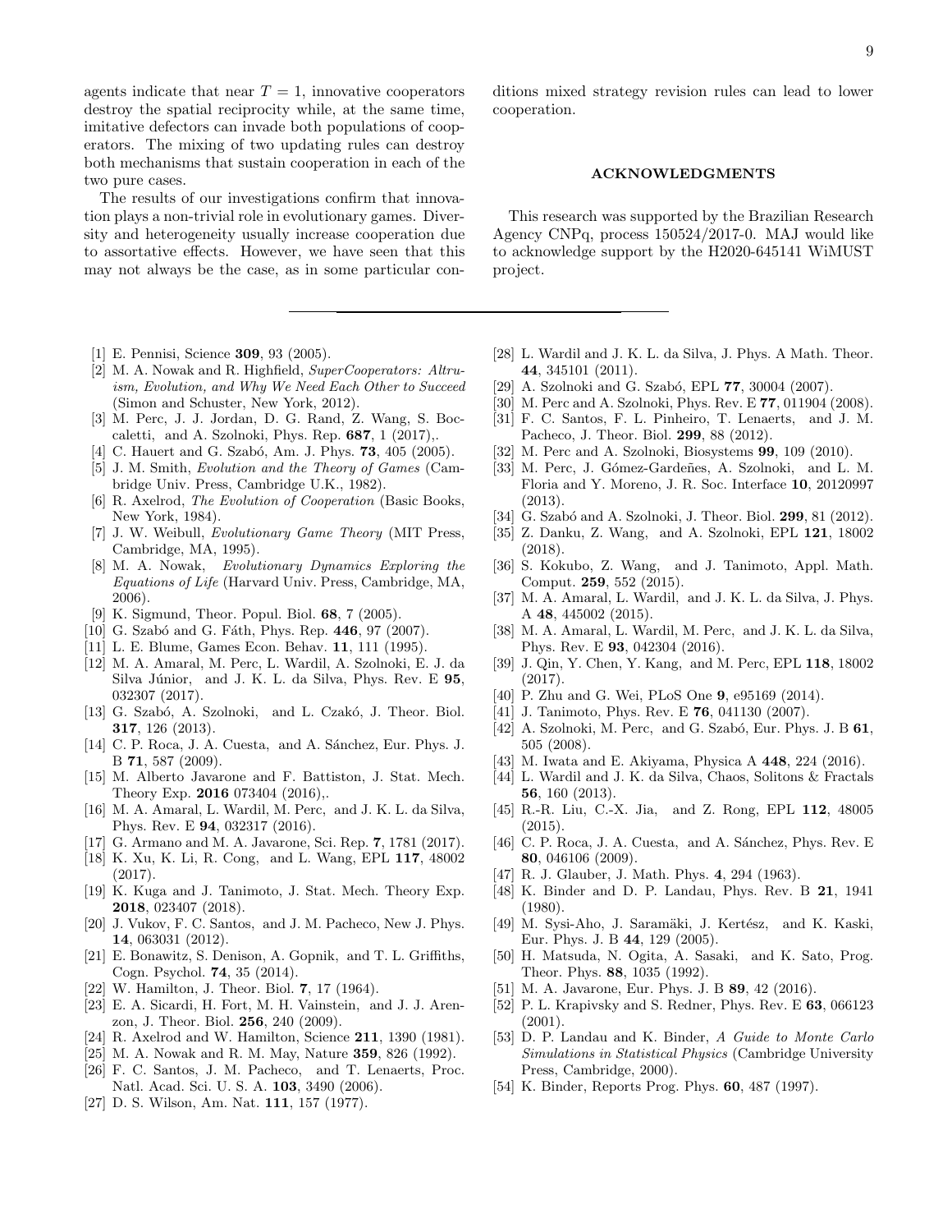agents indicate that near $T = 1$, innovative cooperators destroy the spatial reciprocity while, at the same time, imitative defectors can invade both populations of cooperators. The mixing of two updating rules can destroy both mechanisms that sustain cooperation in each of the two pure cases.

The results of our investigations confirm that innovation plays a non-trivial role in evolutionary games. Diversity and heterogeneity usually increase cooperation due to assortative effects. However, we have seen that this may not always be the case, as in some particular conditions mixed strategy revision rules can lead to lower cooperation.

## ACKNOWLEDGMENTS

This research was supported by the Brazilian Research Agency CNPq, process 150524/2017-0. MAJ would like to acknowledge support by the H2020-645141 WiMUST project.

---

[1] E. Pennisi, Science **309**, 93 (2005).
[2] M. A. Nowak and R. Highfield, *SuperCooperators: Altruism, Evolution, and Why We Need Each Other to Succeed* (Simon and Schuster, New York, 2012).
[3] M. Perc, J. J. Jordan, D. G. Rand, Z. Wang, S. Boccaletti, and A. Szolnoki, Phys. Rep. **687**, 1 (2017),.
[4] C. Hauert and G. Szabó, Am. J. Phys. **73**, 405 (2005).
[5] J. M. Smith, *Evolution and the Theory of Games* (Cambridge Univ. Press, Cambridge U.K., 1982).
[6] R. Axelrod, *The Evolution of Cooperation* (Basic Books, New York, 1984).
[7] J. W. Weibull, *Evolutionary Game Theory* (MIT Press, Cambridge, MA, 1995).
[8] M. A. Nowak, *Evolutionary Dynamics Exploring the Equations of Life* (Harvard Univ. Press, Cambridge, MA, 2006).
[9] K. Sigmund, Theor. Popul. Biol. **68**, 7 (2005).
[10] G. Szabó and G. Fáth, Phys. Rep. **446**, 97 (2007).
[11] L. E. Blume, Games Econ. Behav. **11**, 111 (1995).
[12] M. A. Amaral, M. Perc, L. Wardil, A. Szolnoki, E. J. da Silva Júnior, and J. K. L. da Silva, Phys. Rev. E **95**, 032307 (2017).
[13] G. Szabó, A. Szolnoki, and L. Czakó, J. Theor. Biol. **317**, 126 (2013).
[14] C. P. Roca, J. A. Cuesta, and A. Sánchez, Eur. Phys. J. B **71**, 587 (2009).
[15] M. Alberto Javarone and F. Battiston, J. Stat. Mech. Theory Exp. **2016** 073404 (2016),.
[16] M. A. Amaral, L. Wardil, M. Perc, and J. K. L. da Silva, Phys. Rev. E **94**, 032317 (2016).
[17] G. Armano and M. A. Javarone, Sci. Rep. **7**, 1781 (2017).
[18] K. Xu, K. Li, R. Cong, and L. Wang, EPL **117**, 48002 (2017).
[19] K. Kuga and J. Tanimoto, J. Stat. Mech. Theory Exp. **2018**, 023407 (2018).
[20] J. Vukov, F. C. Santos, and J. M. Pacheco, New J. Phys. **14**, 063031 (2012).
[21] E. Bonawitz, S. Denison, A. Gopnik, and T. L. Griffiths, Cogn. Psychol. **74**, 35 (2014).
[22] W. Hamilton, J. Theor. Biol. **7**, 17 (1964).
[23] E. A. Sicardi, H. Fort, M. H. Vainstein, and J. J. Arenzon, J. Theor. Biol. **256**, 240 (2009).
[24] R. Axelrod and W. Hamilton, Science **211**, 1390 (1981).
[25] M. A. Nowak and R. M. May, Nature **359**, 826 (1992).
[26] F. C. Santos, J. M. Pacheco, and T. Lenaerts, Proc. Natl. Acad. Sci. U. S. A. **103**, 3490 (2006).
[27] D. S. Wilson, Am. Nat. **111**, 157 (1977).
[28] L. Wardil and J. K. L. da Silva, J. Phys. A Math. Theor. **44**, 345101 (2011).
[29] A. Szolnoki and G. Szabó, EPL **77**, 30004 (2007).
[30] M. Perc and A. Szolnoki, Phys. Rev. E **77**, 011904 (2008).
[31] F. C. Santos, F. L. Pinheiro, T. Lenaerts, and J. M. Pacheco, J. Theor. Biol. **299**, 88 (2012).
[32] M. Perc and A. Szolnoki, Biosystems **99**, 109 (2010).
[33] M. Perc, J. Gómez-Gardeñes, A. Szolnoki, and L. M. Floria and Y. Moreno, J. R. Soc. Interface **10**, 20120997 (2013).
[34] G. Szabó and A. Szolnoki, J. Theor. Biol. **299**, 81 (2012).
[35] Z. Danku, Z. Wang, and A. Szolnoki, EPL **121**, 18002 (2018).
[36] S. Kokubo, Z. Wang, and J. Tanimoto, Appl. Math. Comput. **259**, 552 (2015).
[37] M. A. Amaral, L. Wardil, and J. K. L. da Silva, J. Phys. A **48**, 445002 (2015).
[38] M. A. Amaral, L. Wardil, M. Perc, and J. K. L. da Silva, Phys. Rev. E **93**, 042304 (2016).
[39] J. Qin, Y. Chen, Y. Kang, and M. Perc, EPL **118**, 18002 (2017).
[40] P. Zhu and G. Wei, PLoS One **9**, e95169 (2014).
[41] J. Tanimoto, Phys. Rev. E **76**, 041130 (2007).
[42] A. Szolnoki, M. Perc, and G. Szabó, Eur. Phys. J. B **61**, 505 (2008).
[43] M. Iwata and E. Akiyama, Physica A **448**, 224 (2016).
[44] L. Wardil and J. K. da Silva, Chaos, Solitons & Fractals **56**, 160 (2013).
[45] R.-R. Liu, C.-X. Jia, and Z. Rong, EPL **112**, 48005 (2015).
[46] C. P. Roca, J. A. Cuesta, and A. Sánchez, Phys. Rev. E **80**, 046106 (2009).
[47] R. J. Glauber, J. Math. Phys. **4**, 294 (1963).
[48] K. Binder and D. P. Landau, Phys. Rev. B **21**, 1941 (1980).
[49] M. Sysi-Aho, J. Saramäki, J. Kertész, and K. Kaski, Eur. Phys. J. B **44**, 129 (2005).
[50] H. Matsuda, N. Ogita, A. Sasaki, and K. Sato, Prog. Theor. Phys. **88**, 1035 (1992).
[51] M. A. Javarone, Eur. Phys. J. B **89**, 42 (2016).
[52] P. L. Krapivsky and S. Redner, Phys. Rev. E **63**, 066123 (2001).
[53] D. P. Landau and K. Binder, *A Guide to Monte Carlo Simulations in Statistical Physics* (Cambridge University Press, Cambridge, 2000).
[54] K. Binder, Reports Prog. Phys. **60**, 487 (1997).